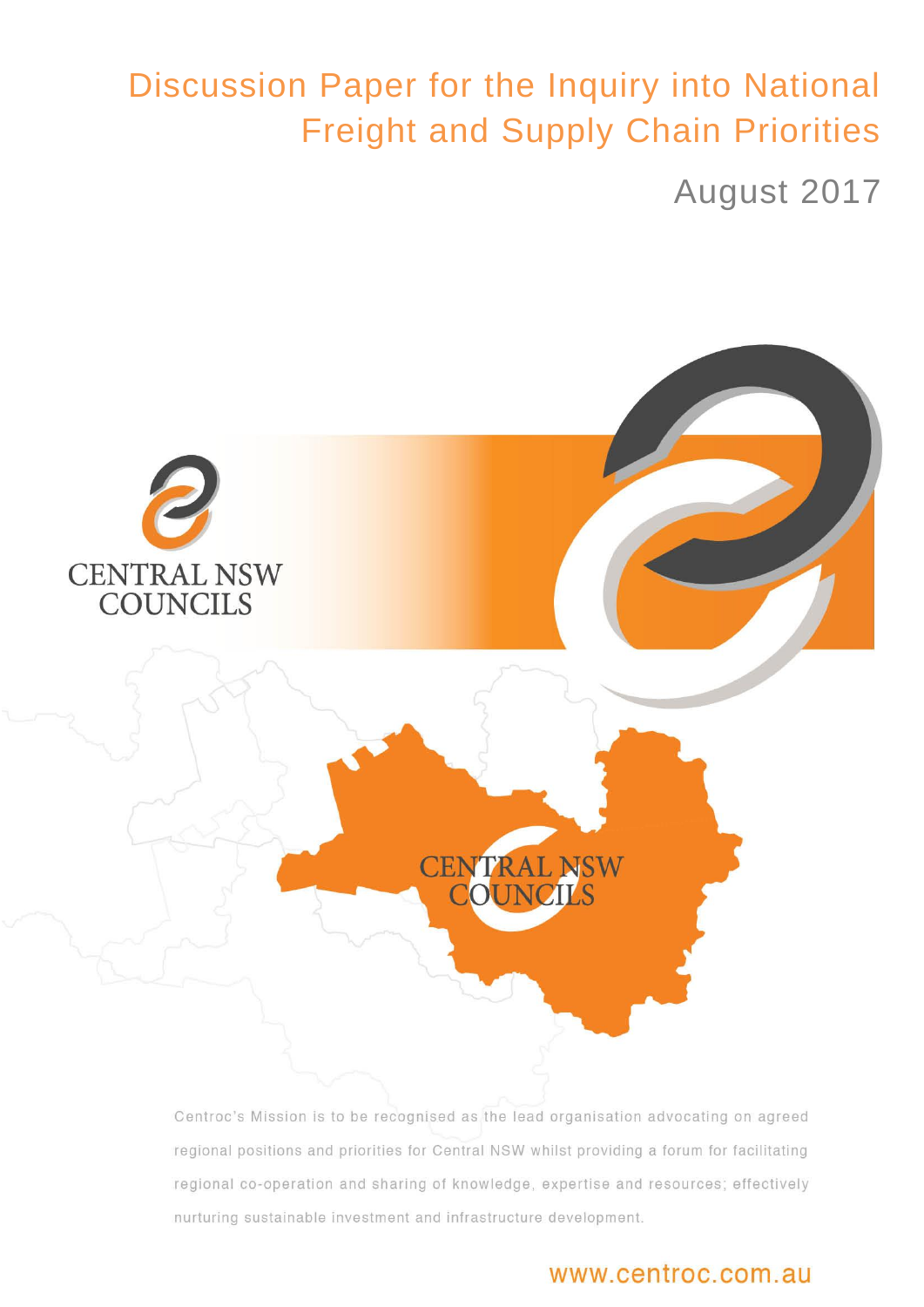# Discussion Paper for the Inquiry into National Freight and Supply Chain Priorities

August 2017

CENTRAL NSW COUNCILS

CENTRAL NSW COUNCILS

Centroc's Mission is to be recognised as the lead organisation advocating on agreed regional positions and priorities for Central NSW whilst providing a forum for facilitating regional co-operation and sharing of knowledge, expertise and resources; effectively nurturing sustainable investment and infrastructure development.

www.centroc.com.au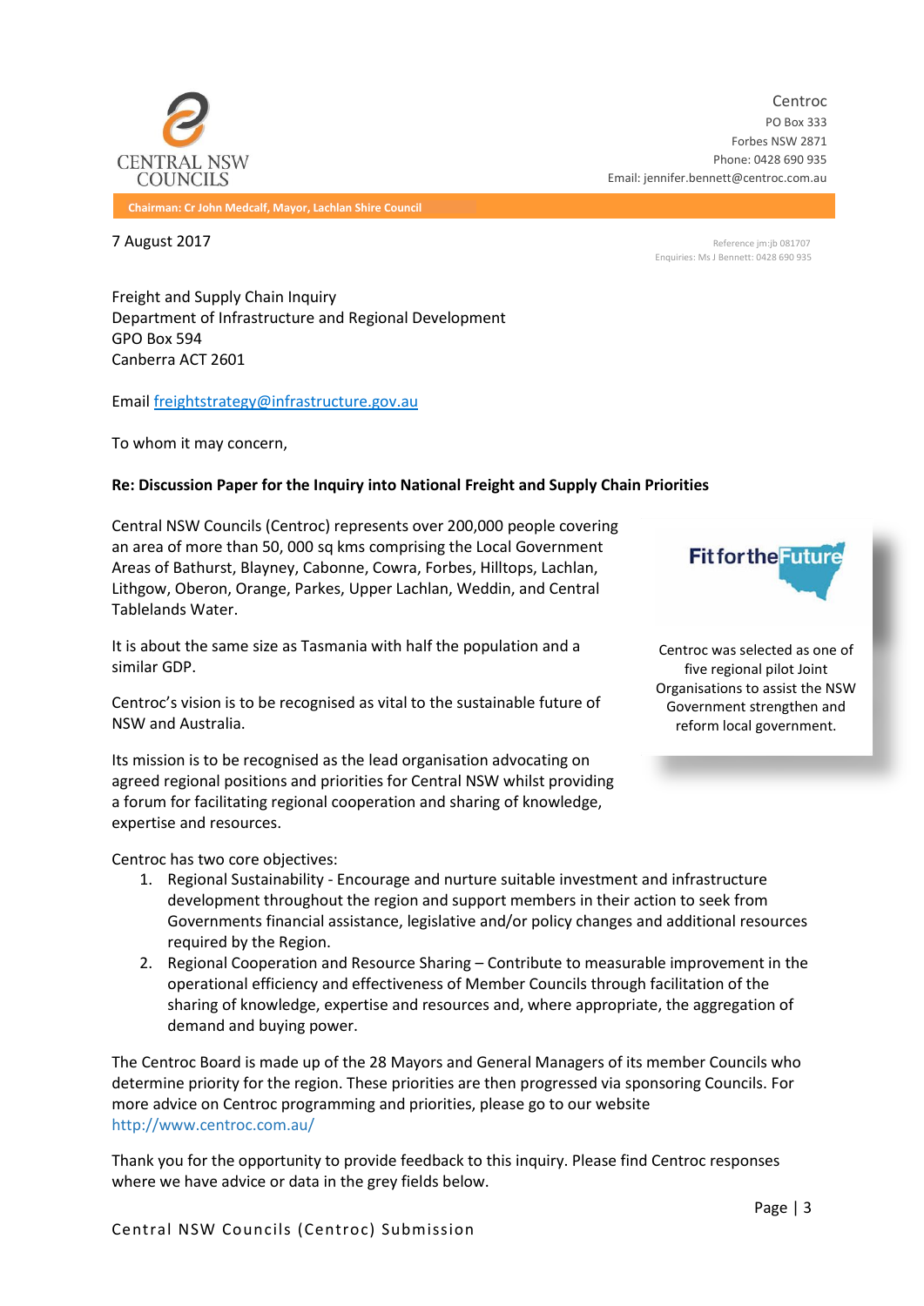CENTRAL NSW COUNCILS

Centroc
PO Box 333
Forbes NSW 2871
Phone: 0428 690 935
Email: jennifer.bennett@centroc.com.au

Chairman: Cr John Medcalf, Mayor, Lachlan Shire Council

7 August 2017

Reference jm:jb 081707
Enquiries: Ms J Bennett: 0428 690 935

Freight and Supply Chain Inquiry
Department of Infrastructure and Regional Development
GPO Box 594
Canberra ACT 2601

Email freightstrategy@infrastructure.gov.au

To whom it may concern,

**Re: Discussion Paper for the Inquiry into National Freight and Supply Chain Priorities**

Central NSW Councils (Centroc) represents over 200,000 people covering an area of more than 50, 000 sq kms comprising the Local Government Areas of Bathurst, Blayney, Cabonne, Cowra, Forbes, Hilltops, Lachlan, Lithgow, Oberon, Orange, Parkes, Upper Lachlan, Weddin, and Central Tablelands Water.

It is about the same size as Tasmania with half the population and a similar GDP.

Centroc's vision is to be recognised as vital to the sustainable future of NSW and Australia.

Its mission is to be recognised as the lead organisation advocating on agreed regional positions and priorities for Central NSW whilst providing a forum for facilitating regional cooperation and sharing of knowledge, expertise and resources.

Fit for the Future

Centroc was selected as one of five regional pilot Joint Organisations to assist the NSW Government strengthen and reform local government.

Centroc has two core objectives:

1. Regional Sustainability - Encourage and nurture suitable investment and infrastructure development throughout the region and support members in their action to seek from Governments financial assistance, legislative and/or policy changes and additional resources required by the Region.
2. Regional Cooperation and Resource Sharing – Contribute to measurable improvement in the operational efficiency and effectiveness of Member Councils through facilitation of the sharing of knowledge, expertise and resources and, where appropriate, the aggregation of demand and buying power.

The Centroc Board is made up of the 28 Mayors and General Managers of its member Councils who determine priority for the region. These priorities are then progressed via sponsoring Councils. For more advice on Centroc programming and priorities, please go to our website http://www.centroc.com.au/

Thank you for the opportunity to provide feedback to this inquiry. Please find Centroc responses where we have advice or data in the grey fields below.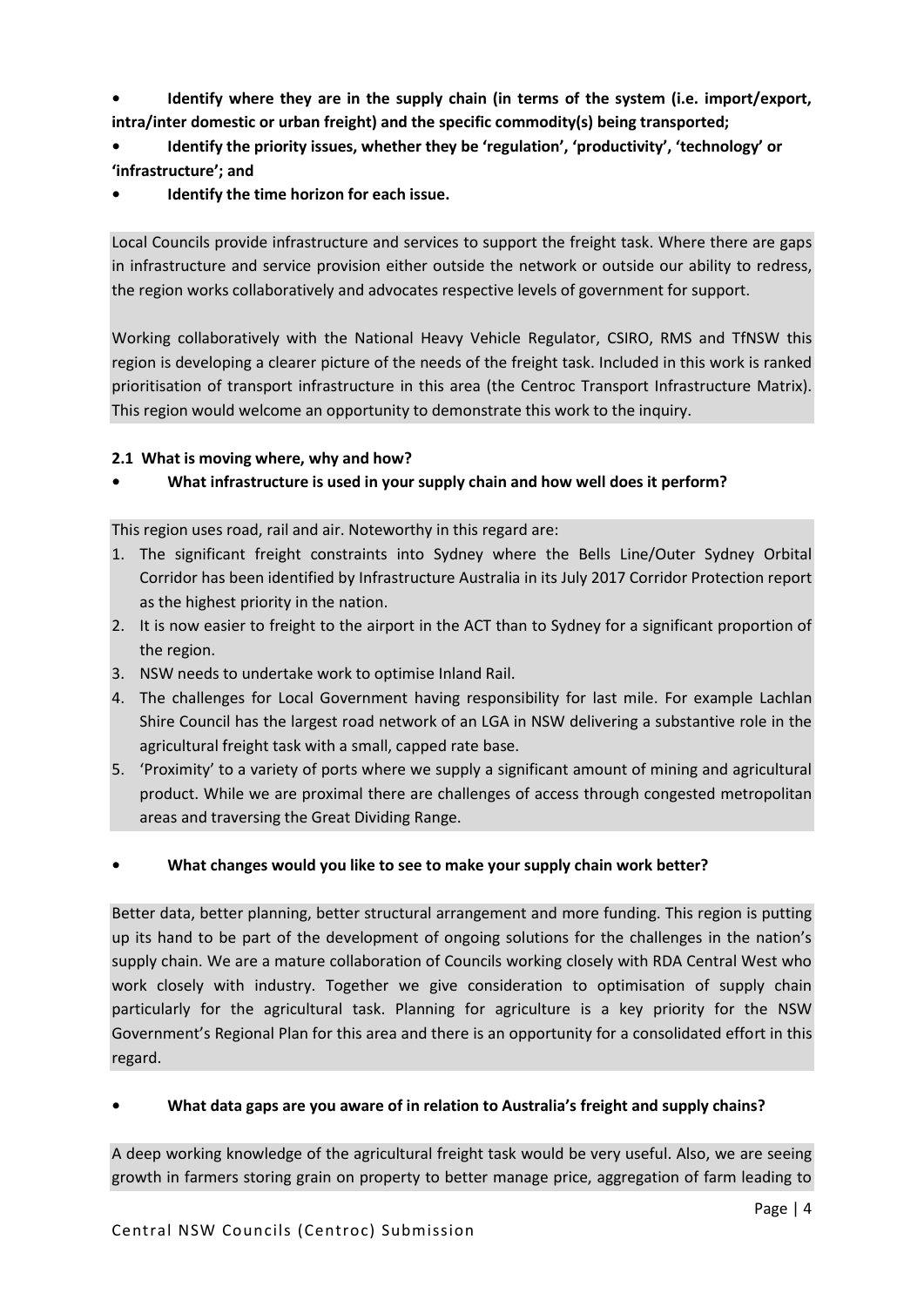- **Identify where they are in the supply chain (in terms of the system (i.e. import/export, intra/inter domestic or urban freight) and the specific commodity(s) being transported;**
- **Identify the priority issues, whether they be 'regulation', 'productivity', 'technology' or 'infrastructure'; and**
- **Identify the time horizon for each issue.**

Local Councils provide infrastructure and services to support the freight task. Where there are gaps in infrastructure and service provision either outside the network or outside our ability to redress, the region works collaboratively and advocates respective levels of government for support.

Working collaboratively with the National Heavy Vehicle Regulator, CSIRO, RMS and TfNSW this region is developing a clearer picture of the needs of the freight task. Included in this work is ranked prioritisation of transport infrastructure in this area (the Centroc Transport Infrastructure Matrix). This region would welcome an opportunity to demonstrate this work to the inquiry.

### 2.1 What is moving where, why and how?

- **What infrastructure is used in your supply chain and how well does it perform?**

This region uses road, rail and air. Noteworthy in this regard are:

1. The significant freight constraints into Sydney where the Bells Line/Outer Sydney Orbital Corridor has been identified by Infrastructure Australia in its July 2017 Corridor Protection report as the highest priority in the nation.
2. It is now easier to freight to the airport in the ACT than to Sydney for a significant proportion of the region.
3. NSW needs to undertake work to optimise Inland Rail.
4. The challenges for Local Government having responsibility for last mile. For example Lachlan Shire Council has the largest road network of an LGA in NSW delivering a substantive role in the agricultural freight task with a small, capped rate base.
5. 'Proximity' to a variety of ports where we supply a significant amount of mining and agricultural product. While we are proximal there are challenges of access through congested metropolitan areas and traversing the Great Dividing Range.

- **What changes would you like to see to make your supply chain work better?**

Better data, better planning, better structural arrangement and more funding. This region is putting up its hand to be part of the development of ongoing solutions for the challenges in the nation's supply chain. We are a mature collaboration of Councils working closely with RDA Central West who work closely with industry. Together we give consideration to optimisation of supply chain particularly for the agricultural task. Planning for agriculture is a key priority for the NSW Government's Regional Plan for this area and there is an opportunity for a consolidated effort in this regard.

- **What data gaps are you aware of in relation to Australia's freight and supply chains?**

A deep working knowledge of the agricultural freight task would be very useful. Also, we are seeing growth in farmers storing grain on property to better manage price, aggregation of farm leading to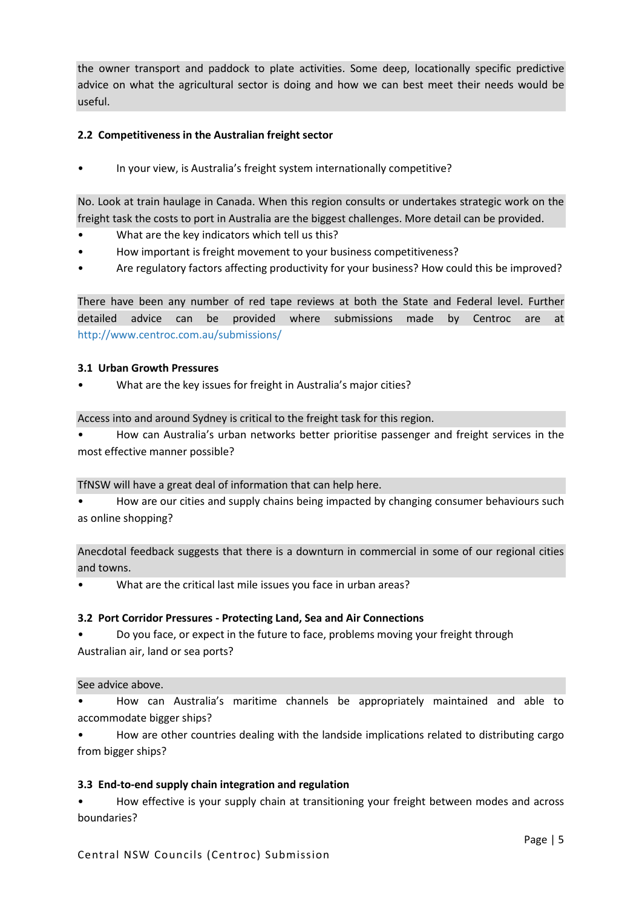the owner transport and paddock to plate activities. Some deep, locationally specific predictive advice on what the agricultural sector is doing and how we can best meet their needs would be useful.

### 2.2 Competitiveness in the Australian freight sector

- In your view, is Australia's freight system internationally competitive?

No. Look at train haulage in Canada. When this region consults or undertakes strategic work on the freight task the costs to port in Australia are the biggest challenges. More detail can be provided.

- What are the key indicators which tell us this?
- How important is freight movement to your business competitiveness?
- Are regulatory factors affecting productivity for your business? How could this be improved?

There have been any number of red tape reviews at both the State and Federal level. Further detailed advice can be provided where submissions made by Centroc are at http://www.centroc.com.au/submissions/

### 3.1 Urban Growth Pressures

- What are the key issues for freight in Australia's major cities?

Access into and around Sydney is critical to the freight task for this region.

- How can Australia's urban networks better prioritise passenger and freight services in the most effective manner possible?

TfNSW will have a great deal of information that can help here.

- How are our cities and supply chains being impacted by changing consumer behaviours such as online shopping?

Anecdotal feedback suggests that there is a downturn in commercial in some of our regional cities and towns.

- What are the critical last mile issues you face in urban areas?

### 3.2 Port Corridor Pressures - Protecting Land, Sea and Air Connections

- Do you face, or expect in the future to face, problems moving your freight through Australian air, land or sea ports?

See advice above.

- How can Australia's maritime channels be appropriately maintained and able to accommodate bigger ships?
- How are other countries dealing with the landside implications related to distributing cargo from bigger ships?

### 3.3 End-to-end supply chain integration and regulation

- How effective is your supply chain at transitioning your freight between modes and across boundaries?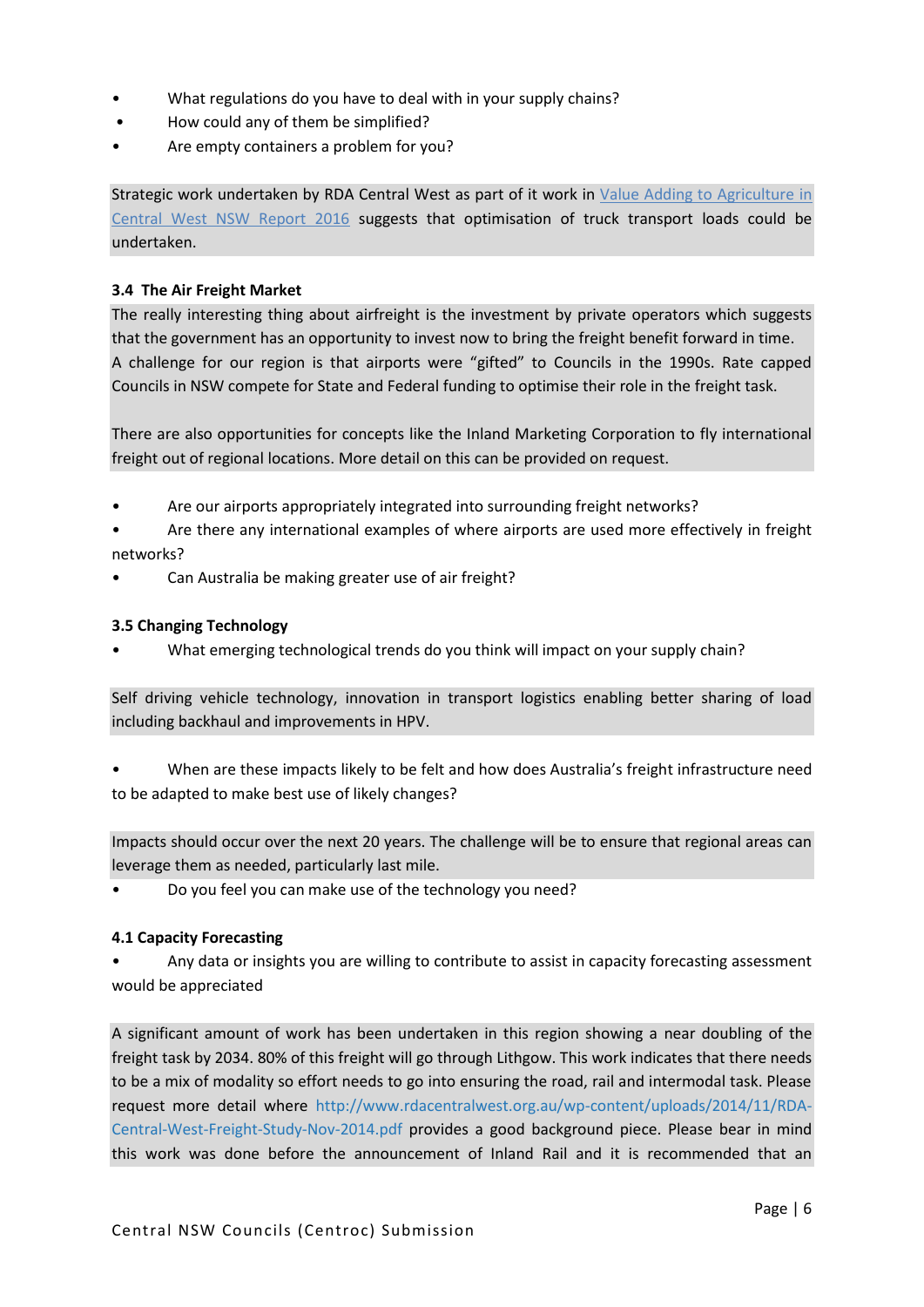- What regulations do you have to deal with in your supply chains?
- How could any of them be simplified?
- Are empty containers a problem for you?

Strategic work undertaken by RDA Central West as part of it work in [Value Adding to Agriculture in Central West NSW Report 2016] suggests that optimisation of truck transport loads could be undertaken.

### 3.4 The Air Freight Market

The really interesting thing about airfreight is the investment by private operators which suggests that the government has an opportunity to invest now to bring the freight benefit forward in time. A challenge for our region is that airports were "gifted" to Councils in the 1990s. Rate capped Councils in NSW compete for State and Federal funding to optimise their role in the freight task.

There are also opportunities for concepts like the Inland Marketing Corporation to fly international freight out of regional locations. More detail on this can be provided on request.

- Are our airports appropriately integrated into surrounding freight networks?
- Are there any international examples of where airports are used more effectively in freight networks?
- Can Australia be making greater use of air freight?

### 3.5 Changing Technology

- What emerging technological trends do you think will impact on your supply chain?

Self driving vehicle technology, innovation in transport logistics enabling better sharing of load including backhaul and improvements in HPV.

- When are these impacts likely to be felt and how does Australia's freight infrastructure need to be adapted to make best use of likely changes?

Impacts should occur over the next 20 years. The challenge will be to ensure that regional areas can leverage them as needed, particularly last mile.

- Do you feel you can make use of the technology you need?

### 4.1 Capacity Forecasting

- Any data or insights you are willing to contribute to assist in capacity forecasting assessment would be appreciated

A significant amount of work has been undertaken in this region showing a near doubling of the freight task by 2034. 80% of this freight will go through Lithgow. This work indicates that there needs to be a mix of modality so effort needs to go into ensuring the road, rail and intermodal task. Please request more detail where http://www.rdacentralwest.org.au/wp-content/uploads/2014/11/RDA-Central-West-Freight-Study-Nov-2014.pdf provides a good background piece. Please bear in mind this work was done before the announcement of Inland Rail and it is recommended that an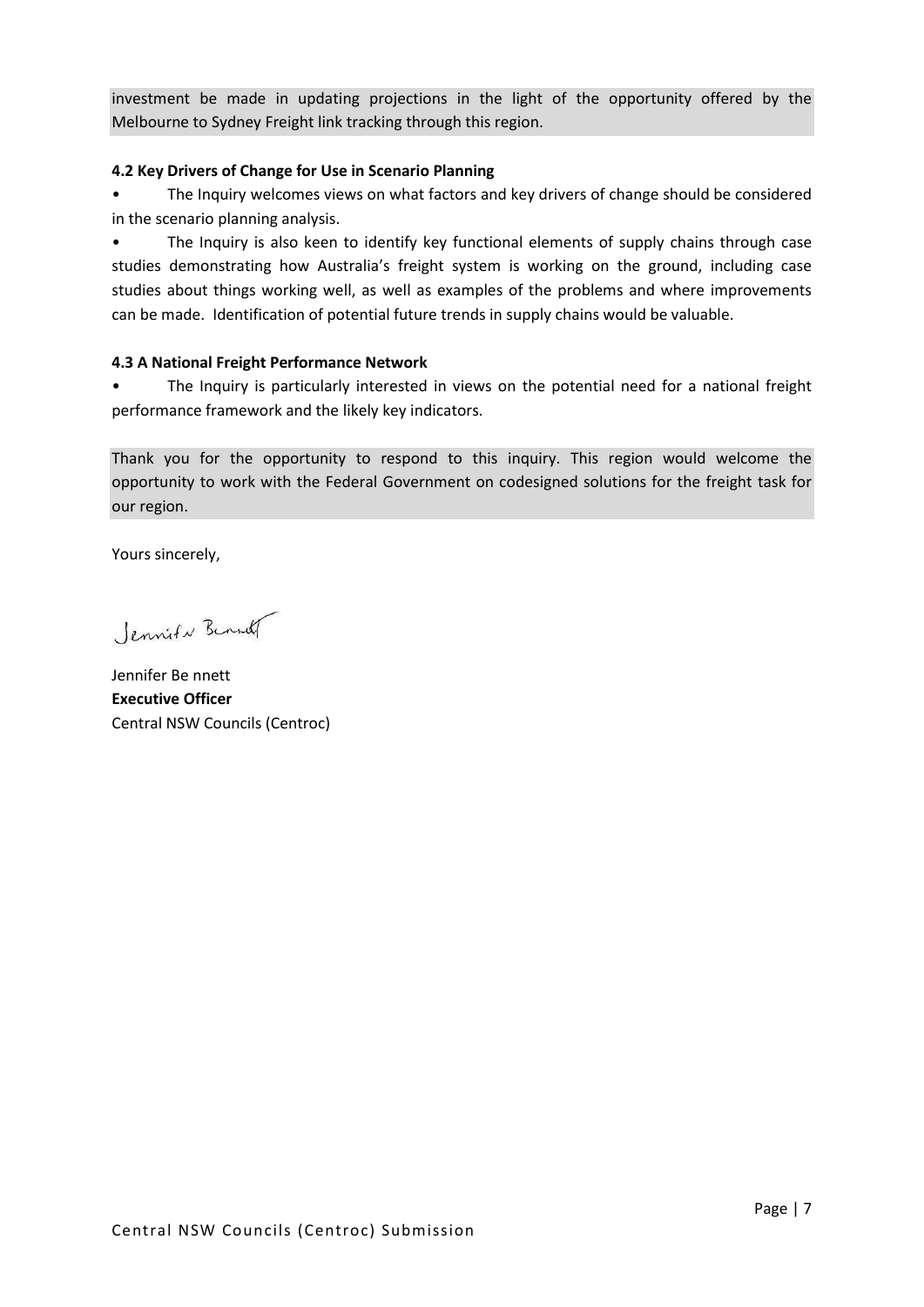investment be made in updating projections in the light of the opportunity offered by the Melbourne to Sydney Freight link tracking through this region.

**4.2 Key Drivers of Change for Use in Scenario Planning**

- The Inquiry welcomes views on what factors and key drivers of change should be considered in the scenario planning analysis.
- The Inquiry is also keen to identify key functional elements of supply chains through case studies demonstrating how Australia's freight system is working on the ground, including case studies about things working well, as well as examples of the problems and where improvements can be made. Identification of potential future trends in supply chains would be valuable.

**4.3 A National Freight Performance Network**

- The Inquiry is particularly interested in views on the potential need for a national freight performance framework and the likely key indicators.

Thank you for the opportunity to respond to this inquiry. This region would welcome the opportunity to work with the Federal Government on codesigned solutions for the freight task for our region.

Yours sincerely,

Jennifer Be nnett
**Executive Officer**
Central NSW Councils (Centroc)